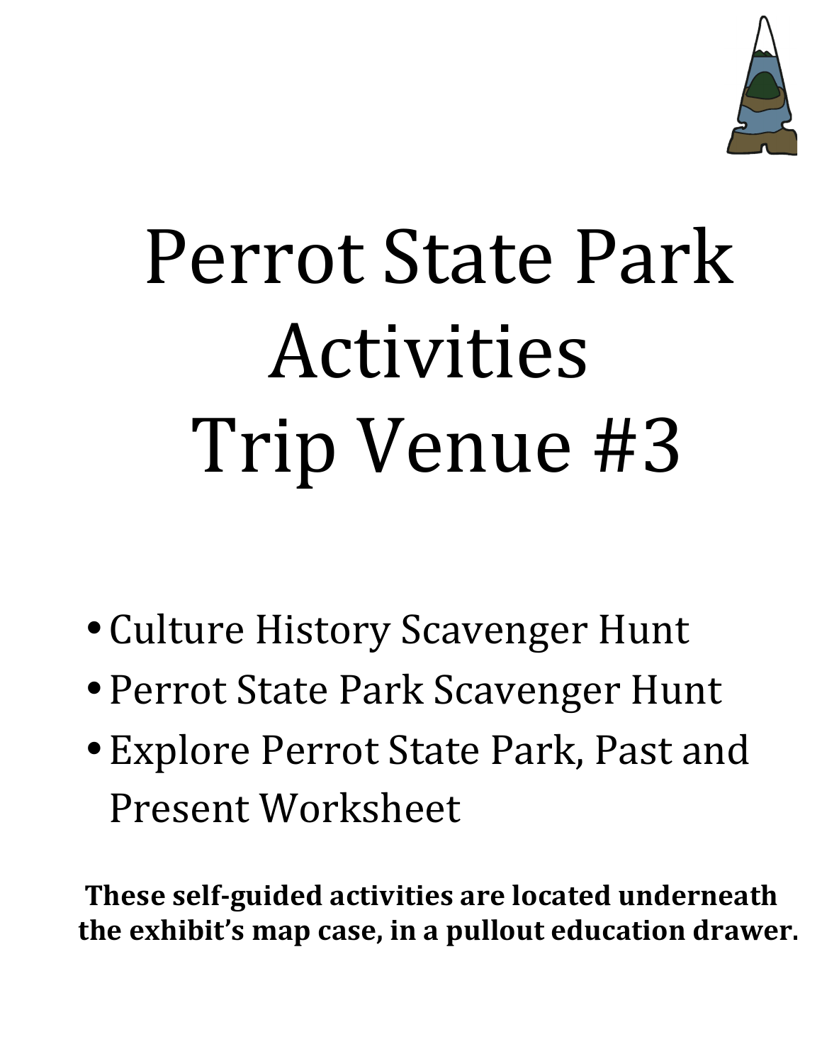# Perrot State Park Activities Trip Venue #3

- Culture History Scavenger Hunt
- Perrot State Park Scavenger Hunt
- Explore Perrot State Park, Past and Present Worksheet

**These self-guided activities are located underneath the exhibit's map case, in a pullout education drawer.**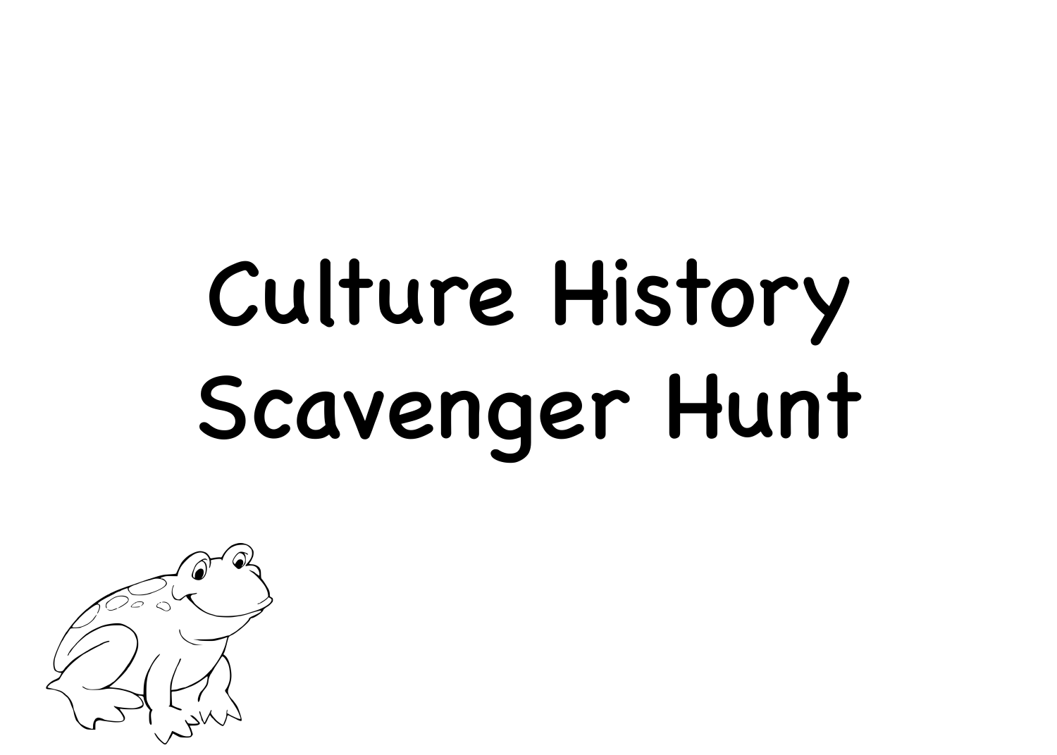# Culture History Scavenger Hunt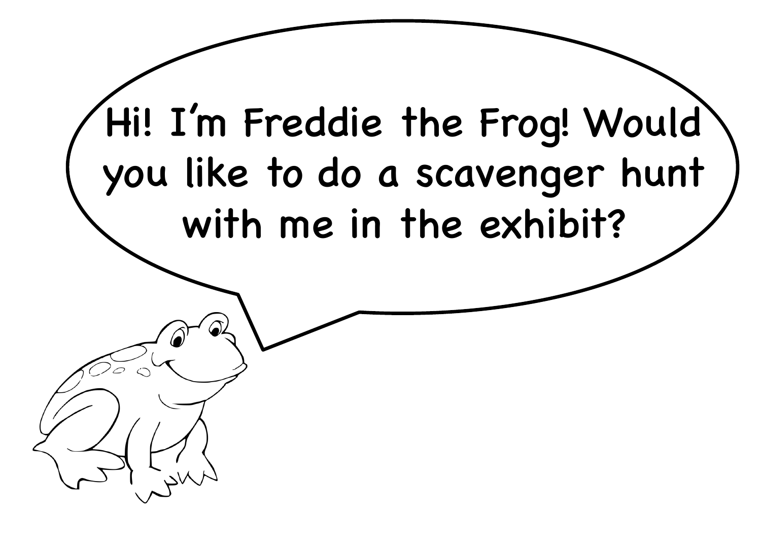Hi! I'm Freddie the Frog! Would you like to do a scavenger hunt with me in the exhibit?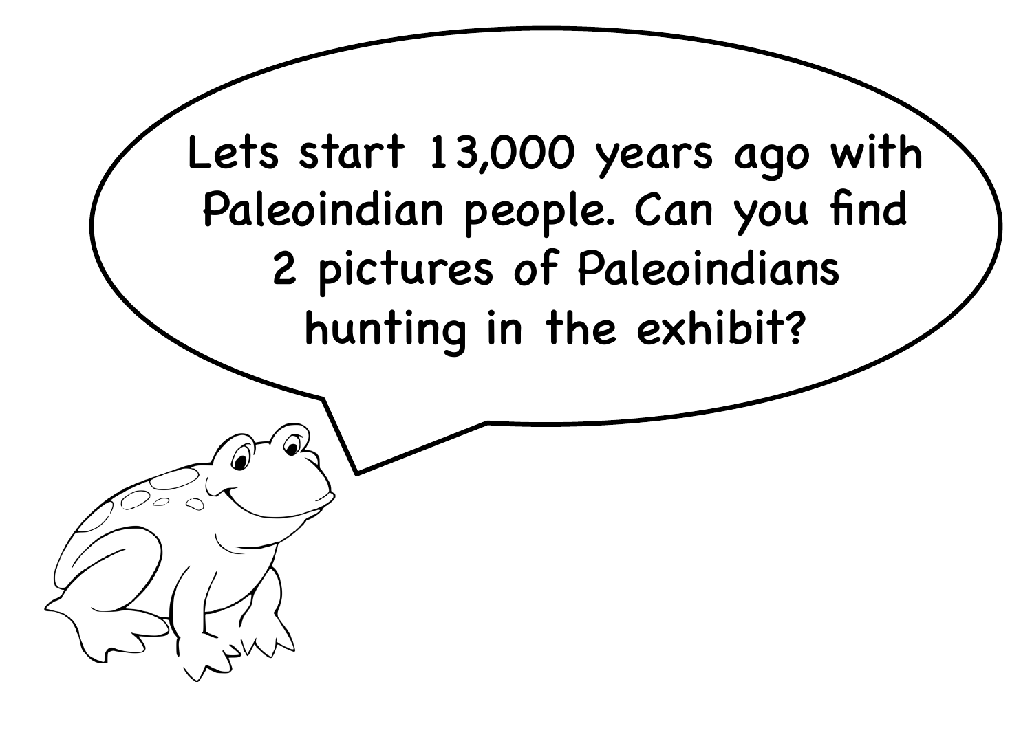Lets start 13,000 years ago with Paleoindian people. Can you find 2 pictures of Paleoindians hunting in the exhibit?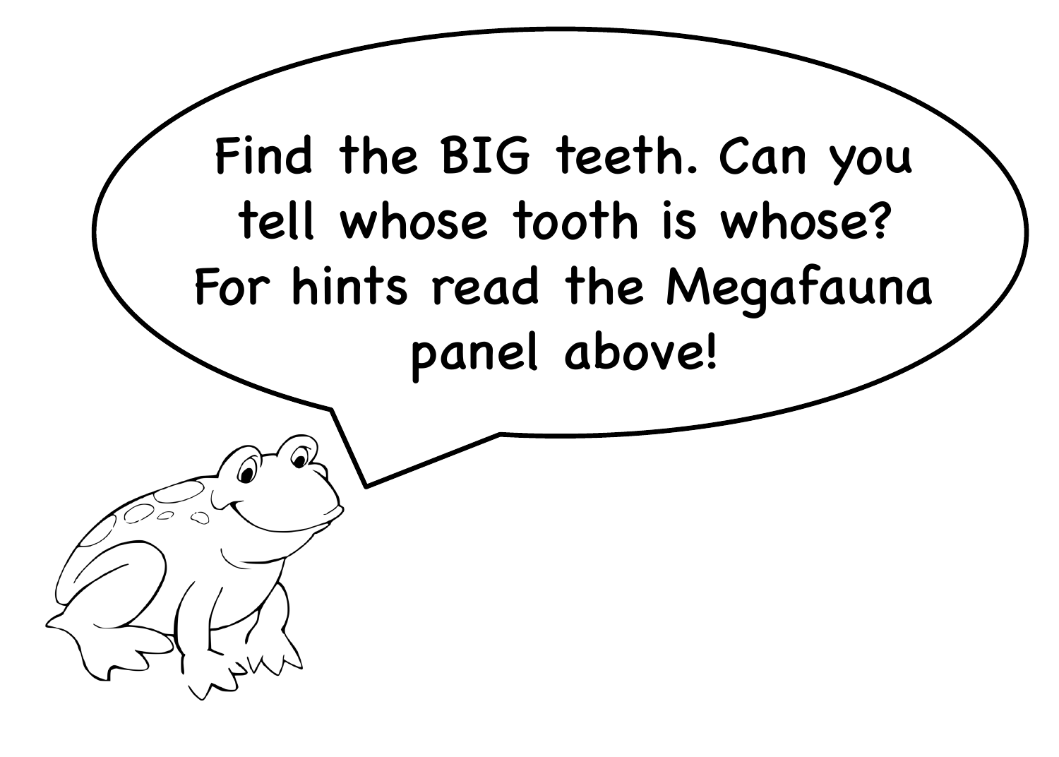Find the BIG teeth. Can you tell whose tooth is whose? For hints read the Megafauna panel above!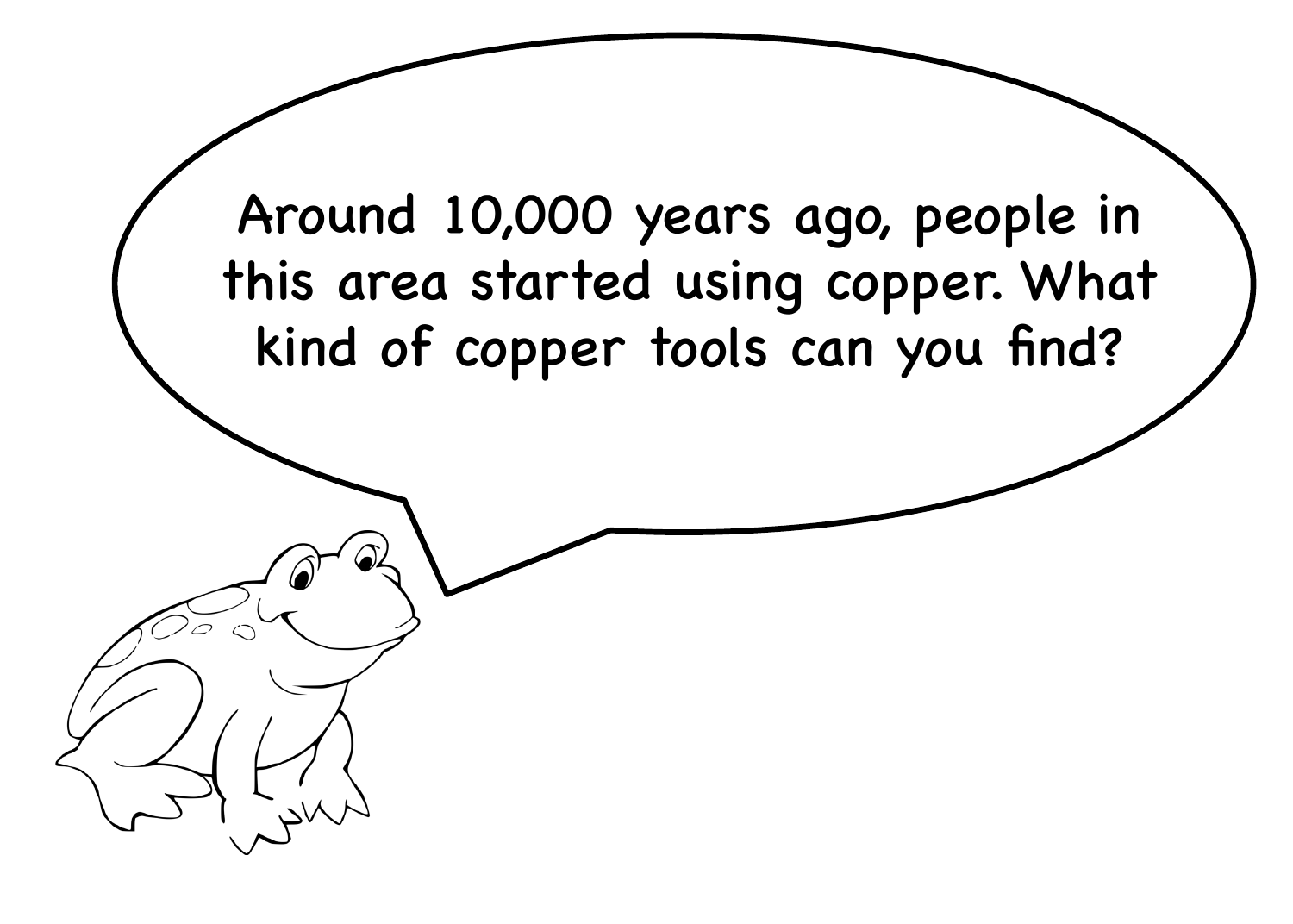Around 10,000 years ago, people in this area started using copper. What kind of copper tools can you find?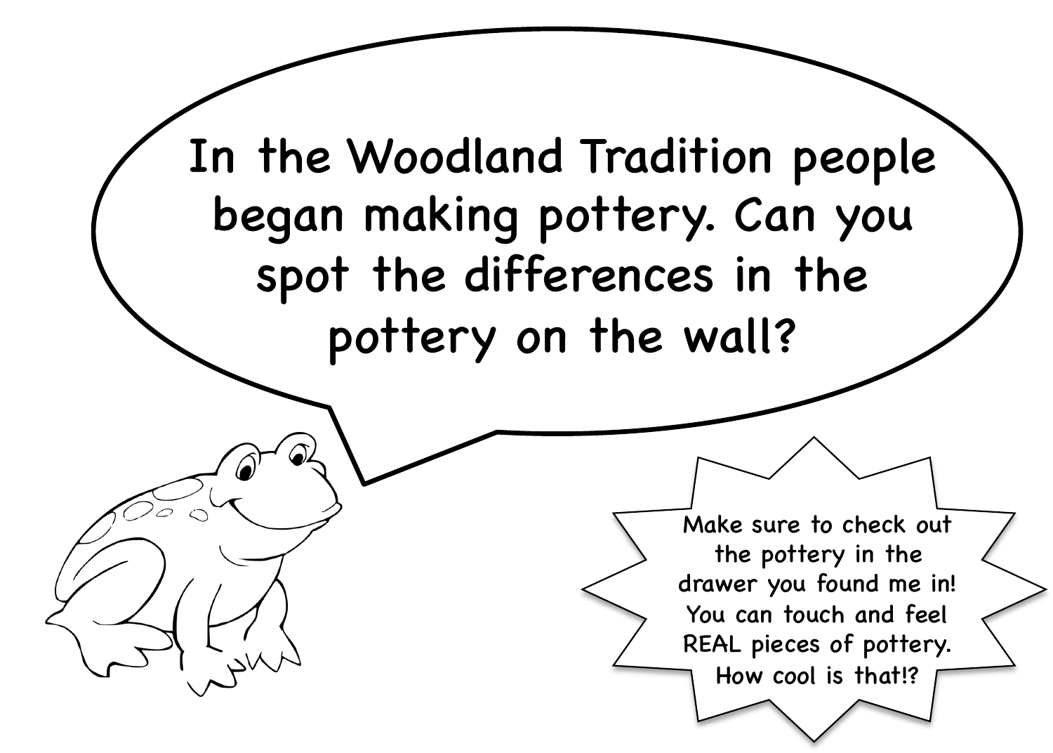In the Woodland Tradition people began making pottery. Can you spot the differences in the pottery on the wall?

Make sure to check out the pottery in the drawer you found me in! You can touch and feel REAL pieces of pottery. How cool is that!?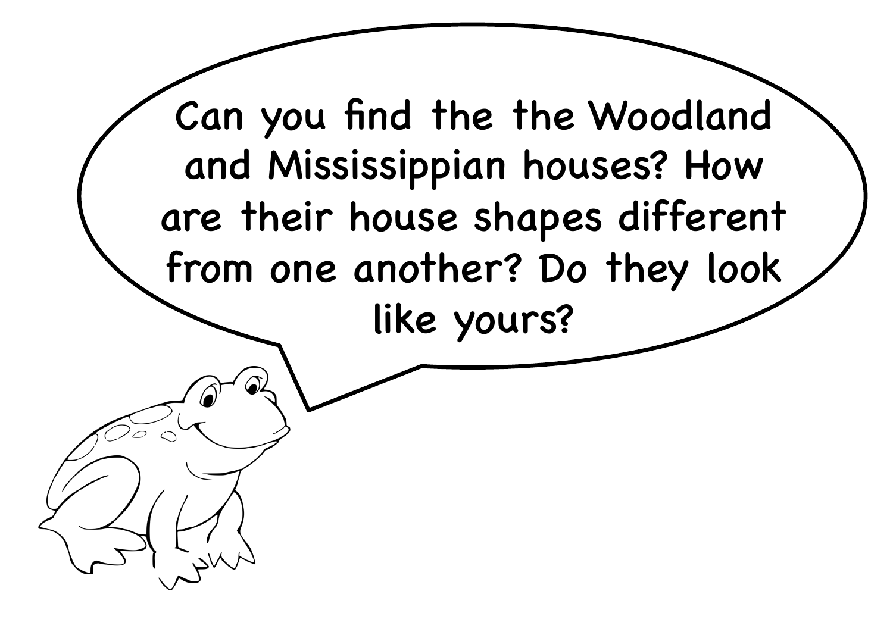Can you find the the Woodland and Mississippian houses? How are their house shapes different from one another? Do they look like yours?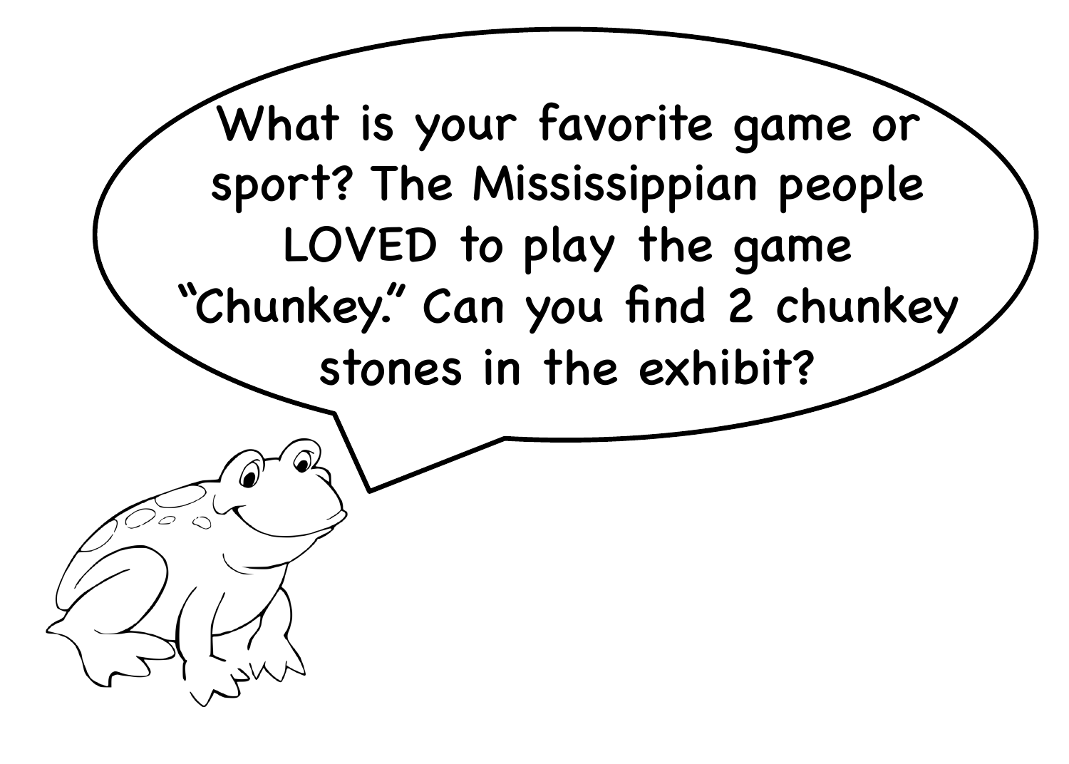What is your favorite game or sport? The Mississippian people LOVED to play the game "Chunkey." Can you find 2 chunkey stones in the exhibit?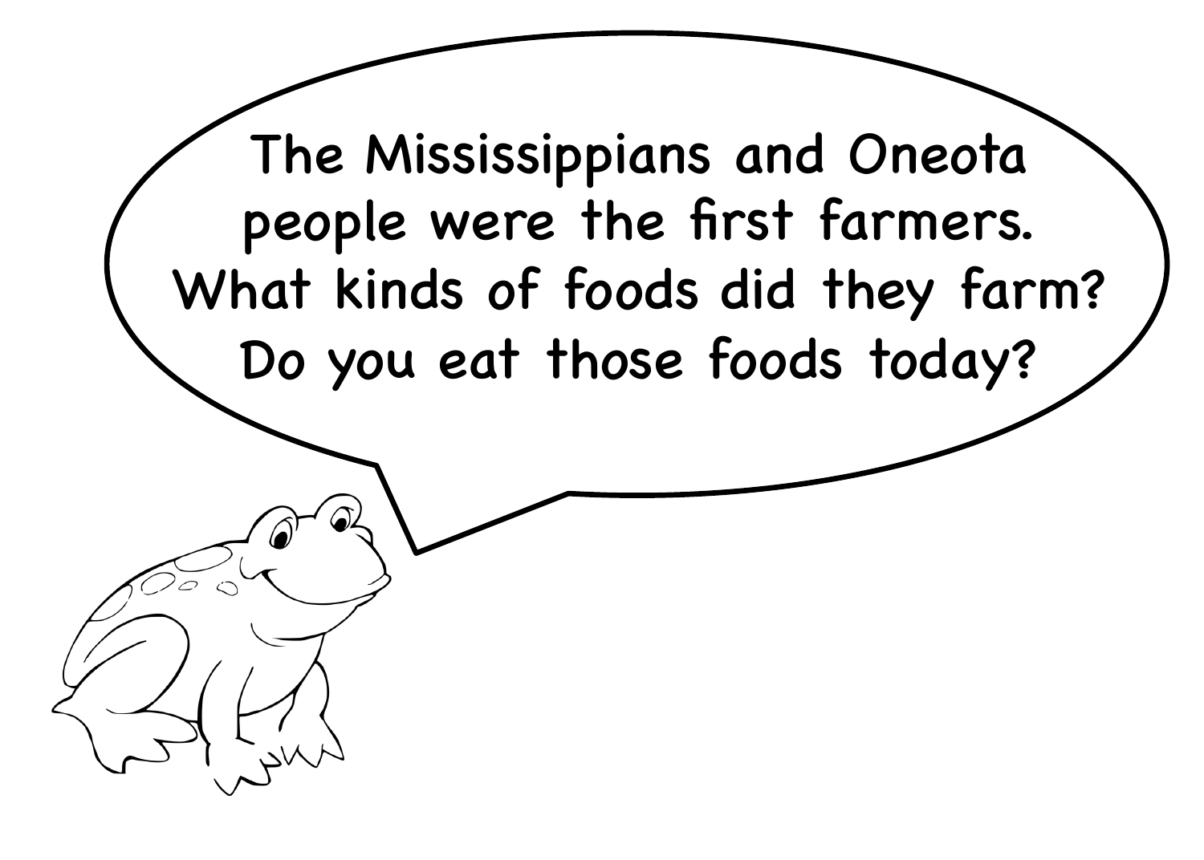The Mississippians and Oneota people were the first farmers. What kinds of foods did they farm? Do you eat those foods today?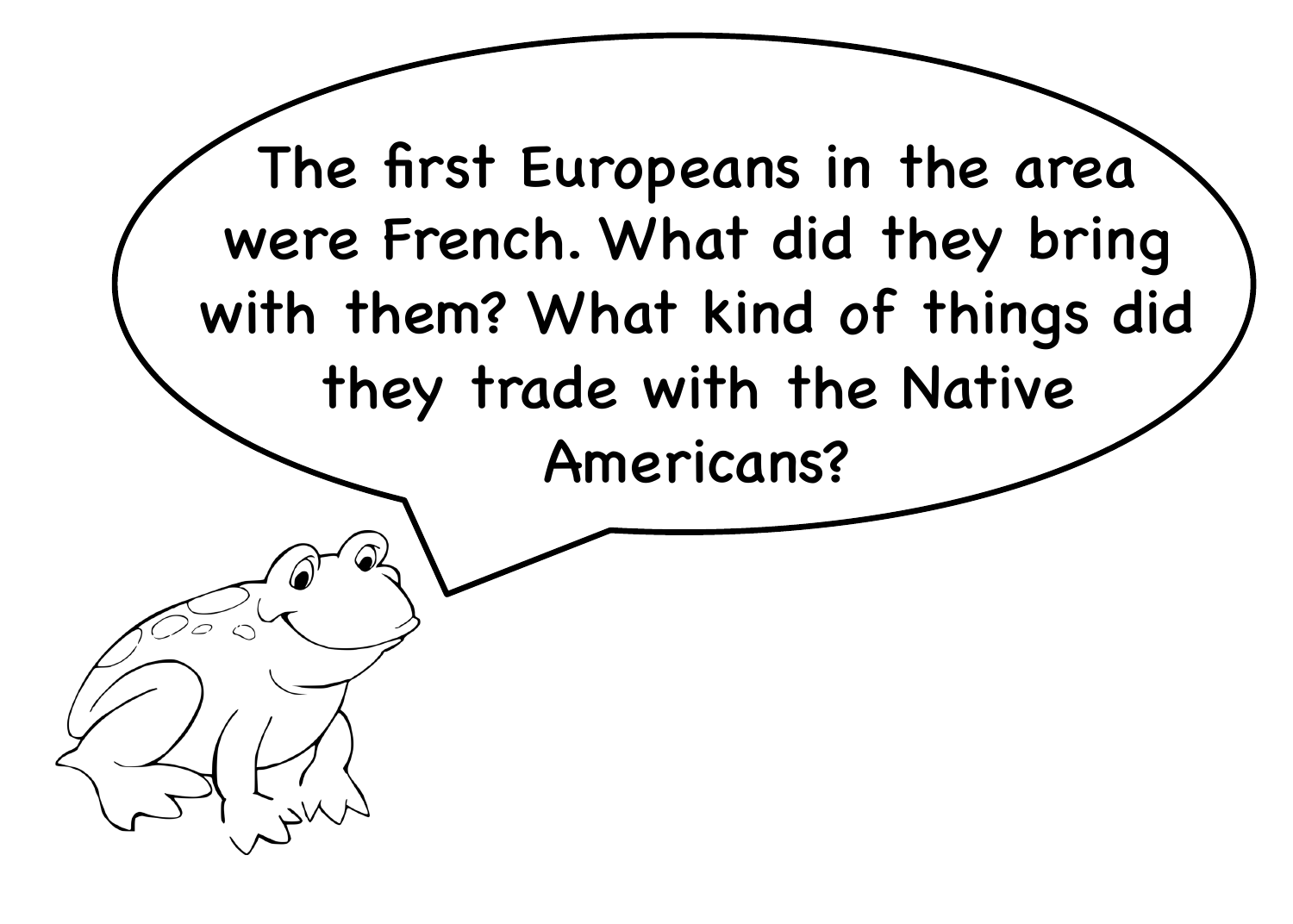The first Europeans in the area were French. What did they bring with them? What kind of things did they trade with the Native Americans?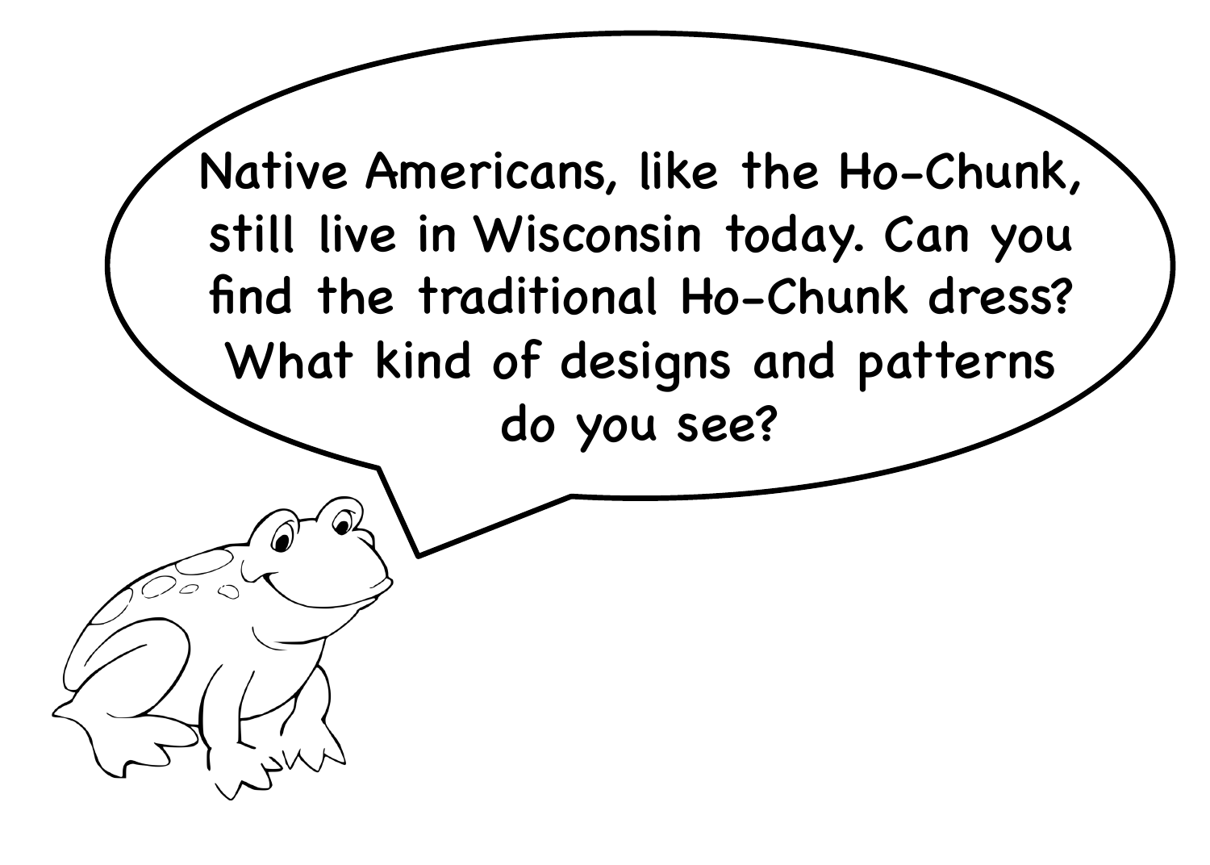Native Americans, like the Ho-Chunk, still live in Wisconsin today. Can you find the traditional Ho-Chunk dress? What kind of designs and patterns do you see?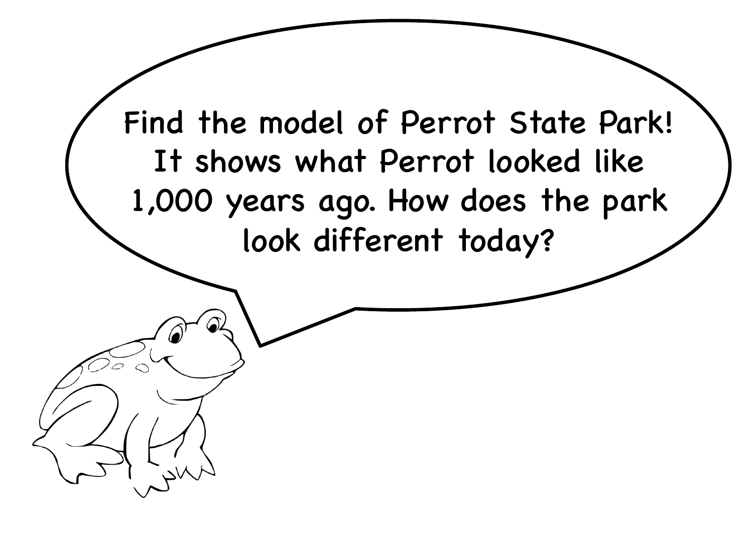Find the model of Perrot State Park! It shows what Perrot looked like 1,000 years ago. How does the park look different today?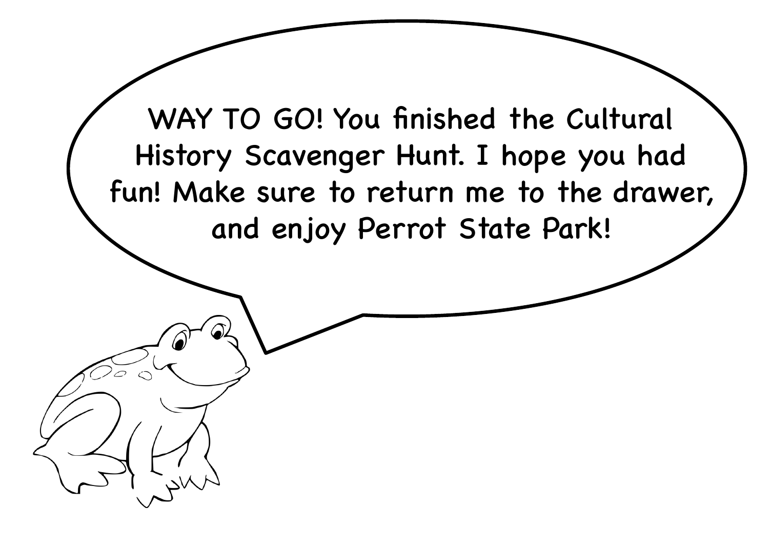WAY TO GO! You finished the Cultural History Scavenger Hunt. I hope you had fun! Make sure to return me to the drawer, and enjoy Perrot State Park!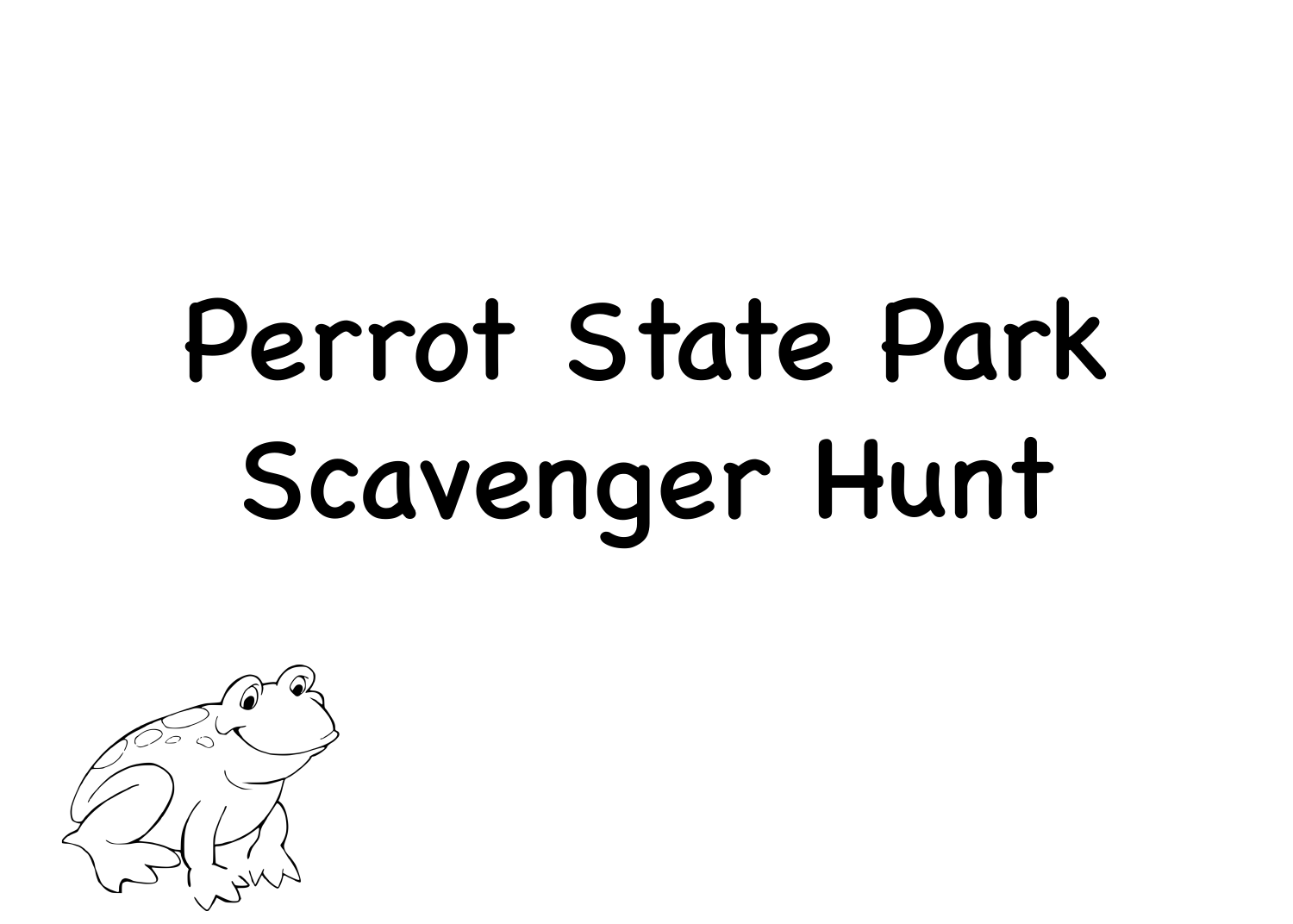# Perrot State Park Scavenger Hunt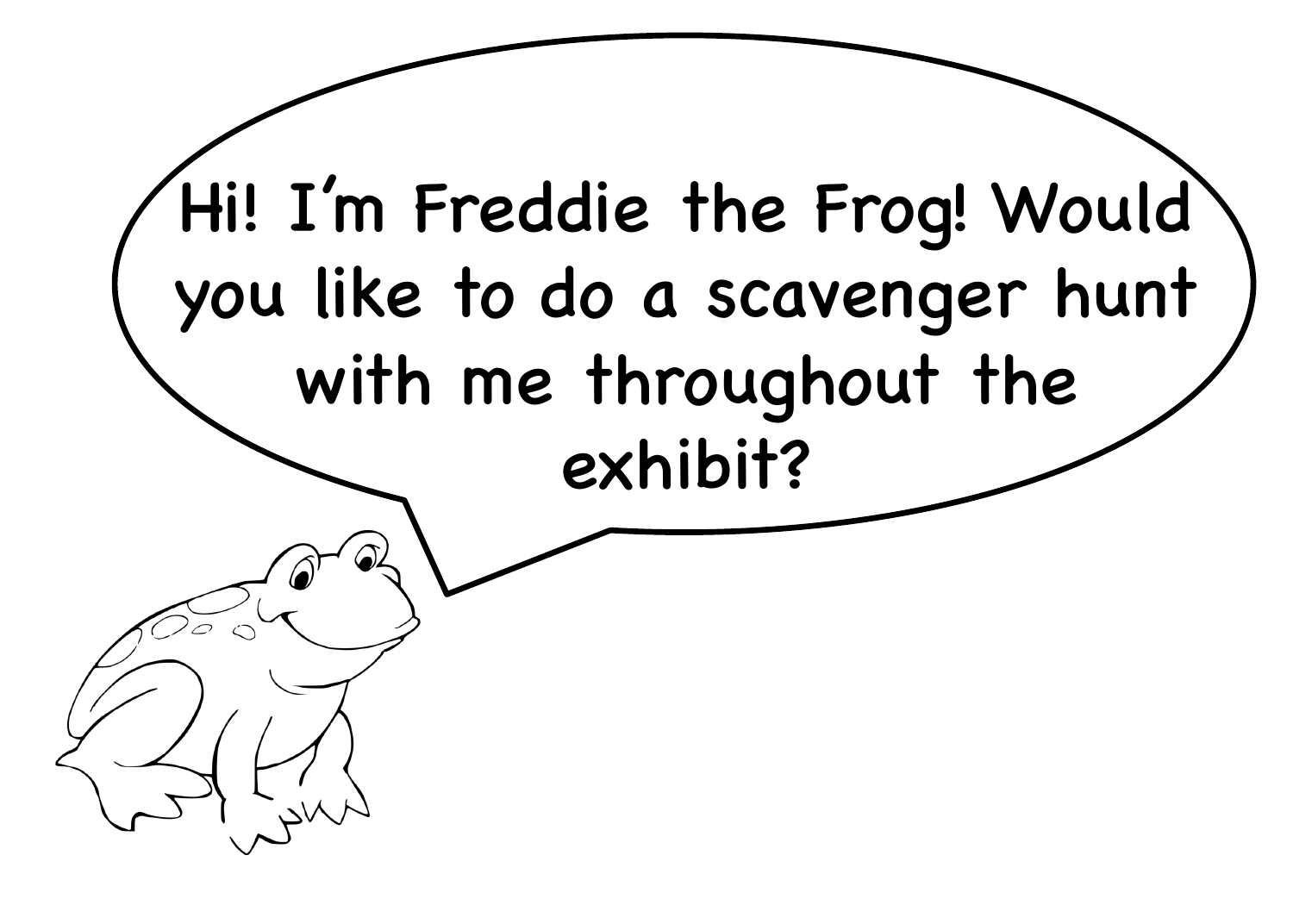Hi! I'm Freddie the Frog! Would you like to do a scavenger hunt with me throughout the exhibit?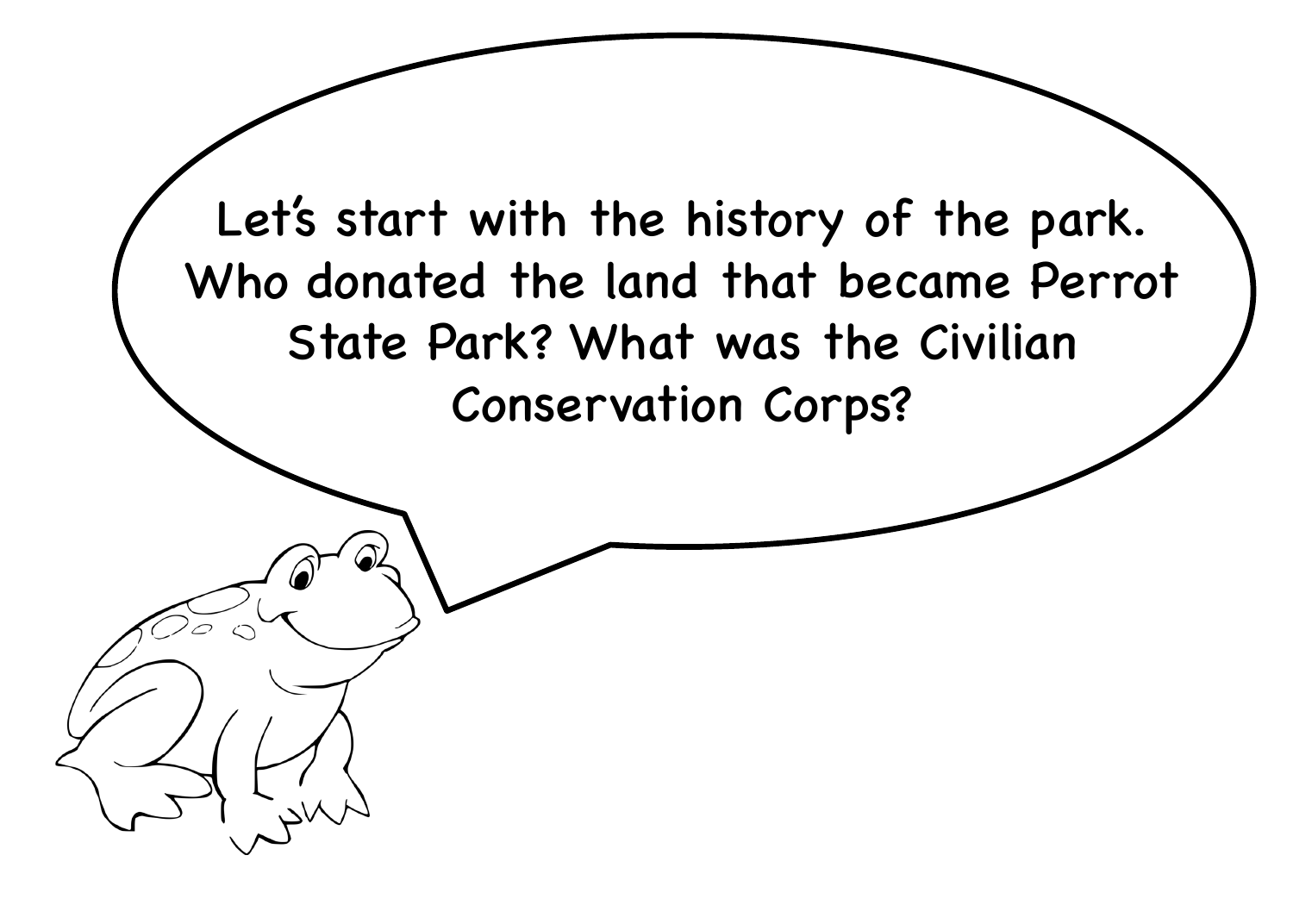Let's start with the history of the park. Who donated the land that became Perrot State Park? What was the Civilian Conservation Corps?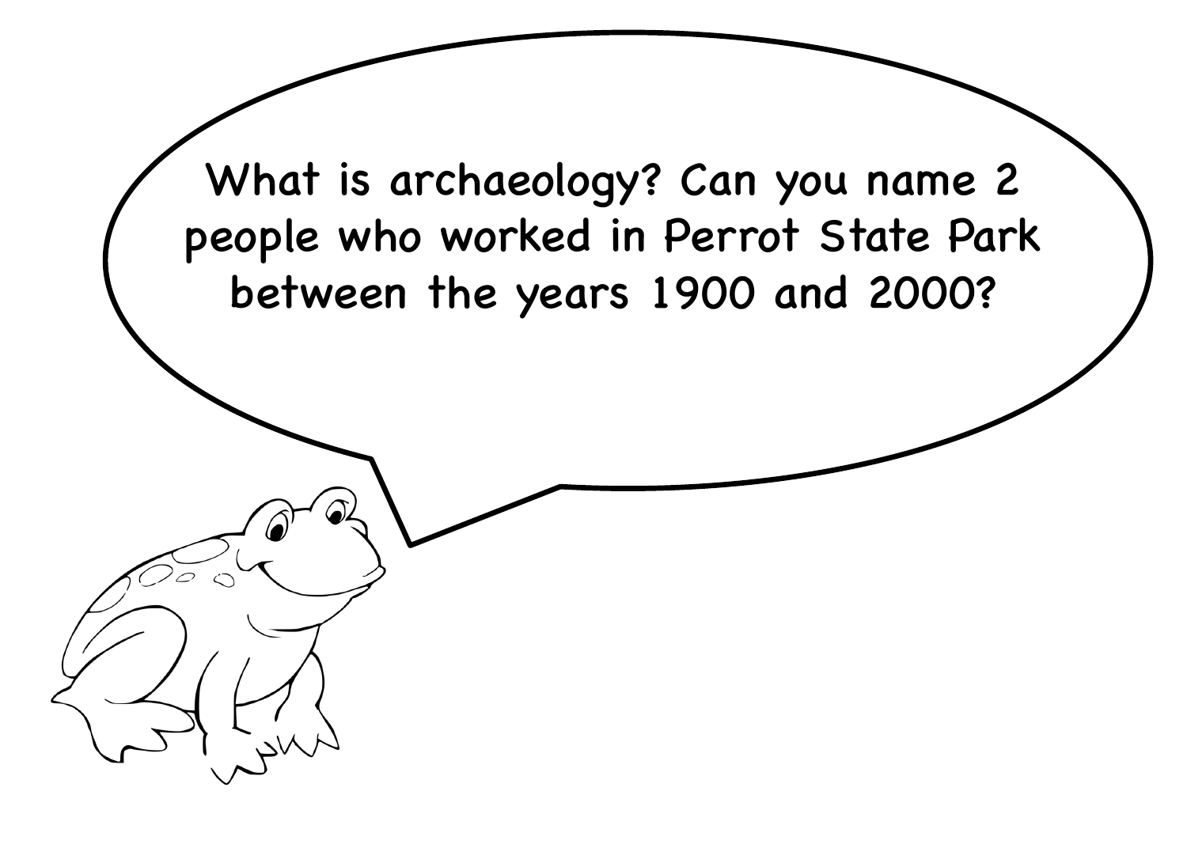What is archaeology? Can you name 2 people who worked in Perrot State Park between the years 1900 and 2000?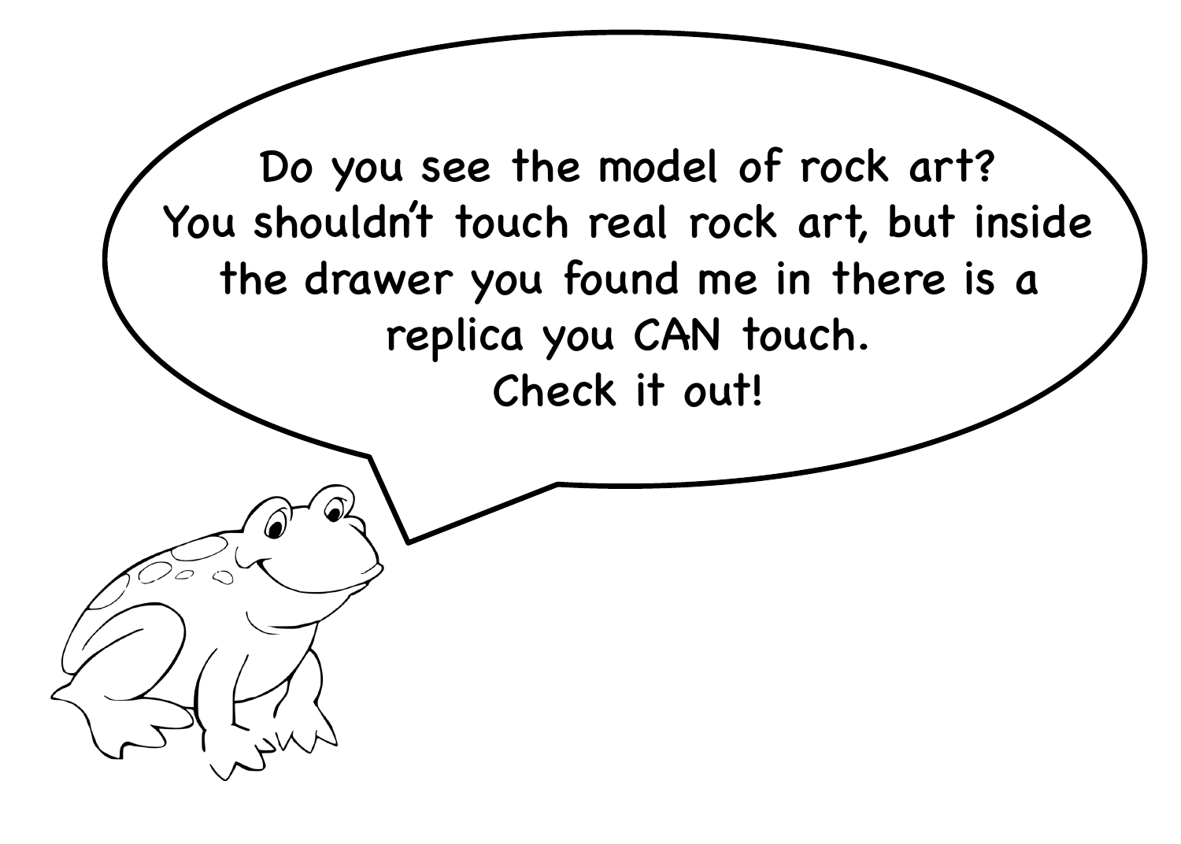Do you see the model of rock art?
You shouldn’t touch real rock art, but inside the drawer you found me in there is a replica you CAN touch.
Check it out!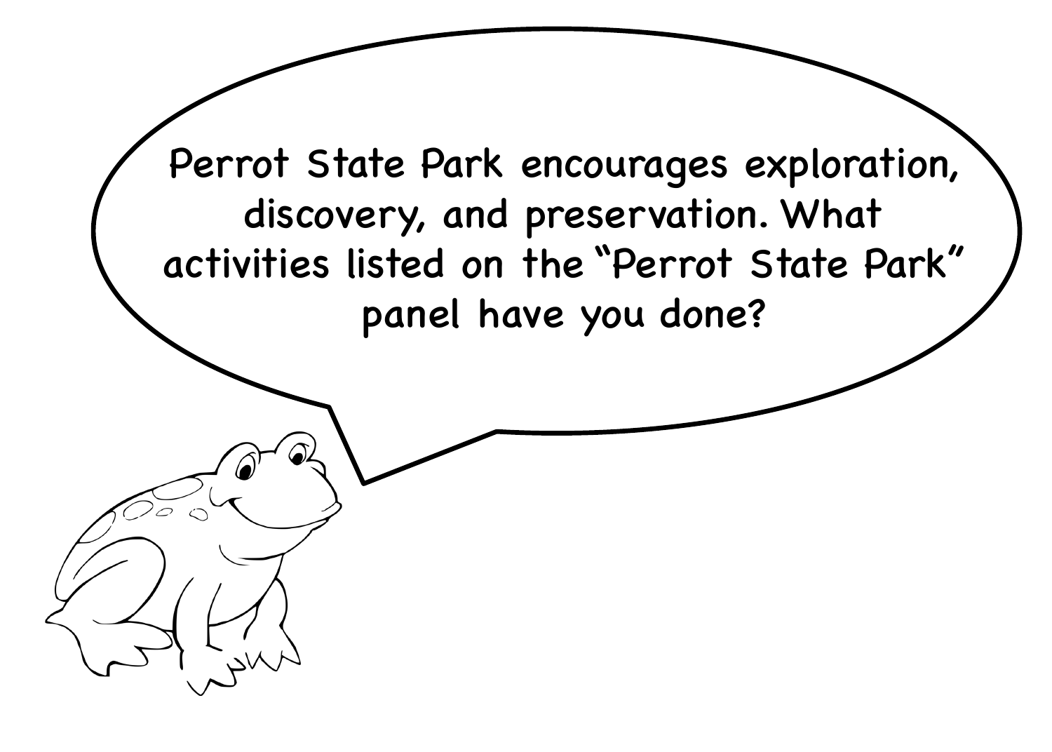Perrot State Park encourages exploration, discovery, and preservation. What activities listed on the "Perrot State Park" panel have you done?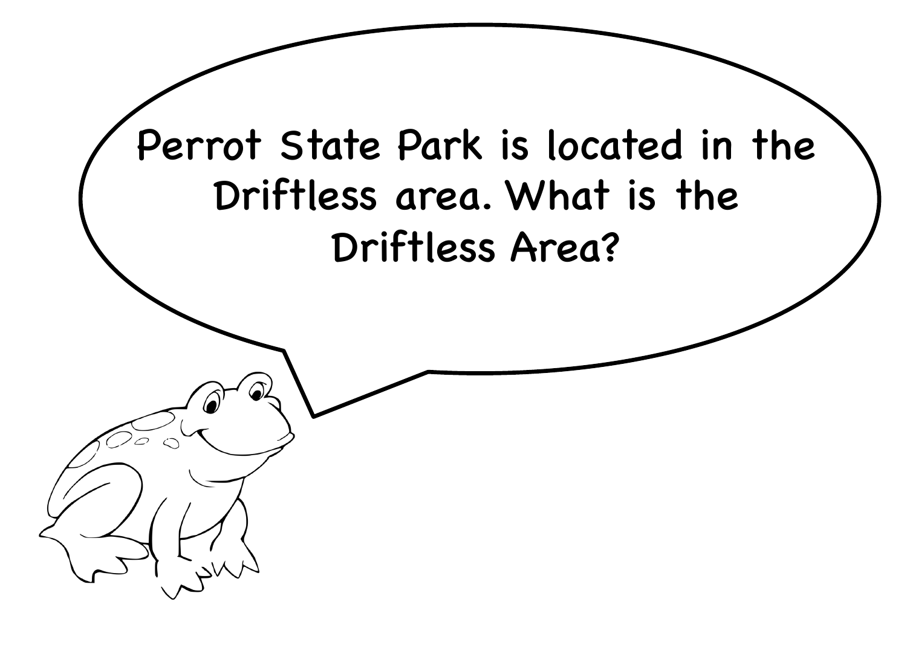Perrot State Park is located in the Driftless area. What is the Driftless Area?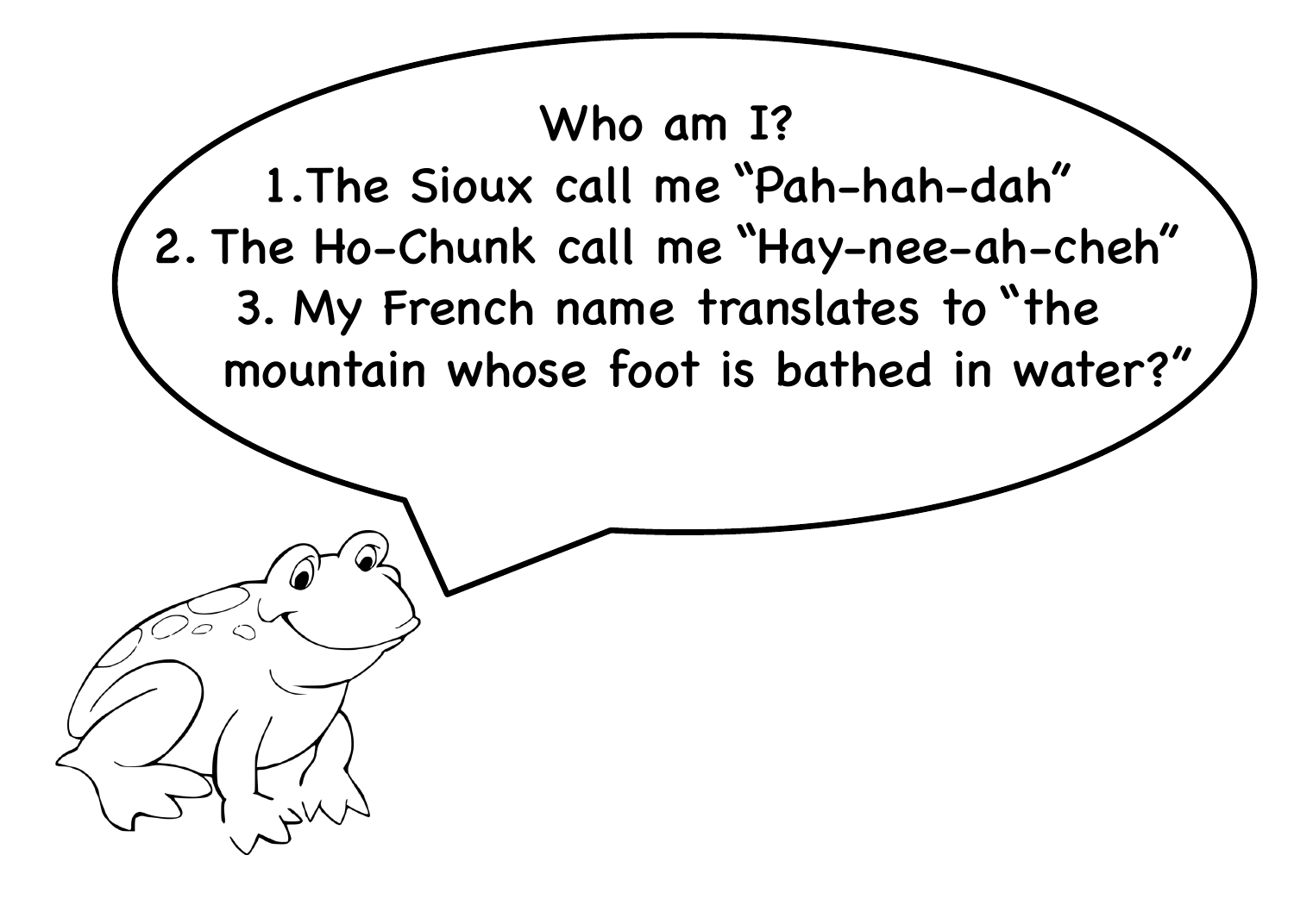Who am I?

1. The Sioux call me "Pah-hah-dah"
2. The Ho-Chunk call me "Hay-nee-ah-cheh"
3. My French name translates to "the mountain whose foot is bathed in water?"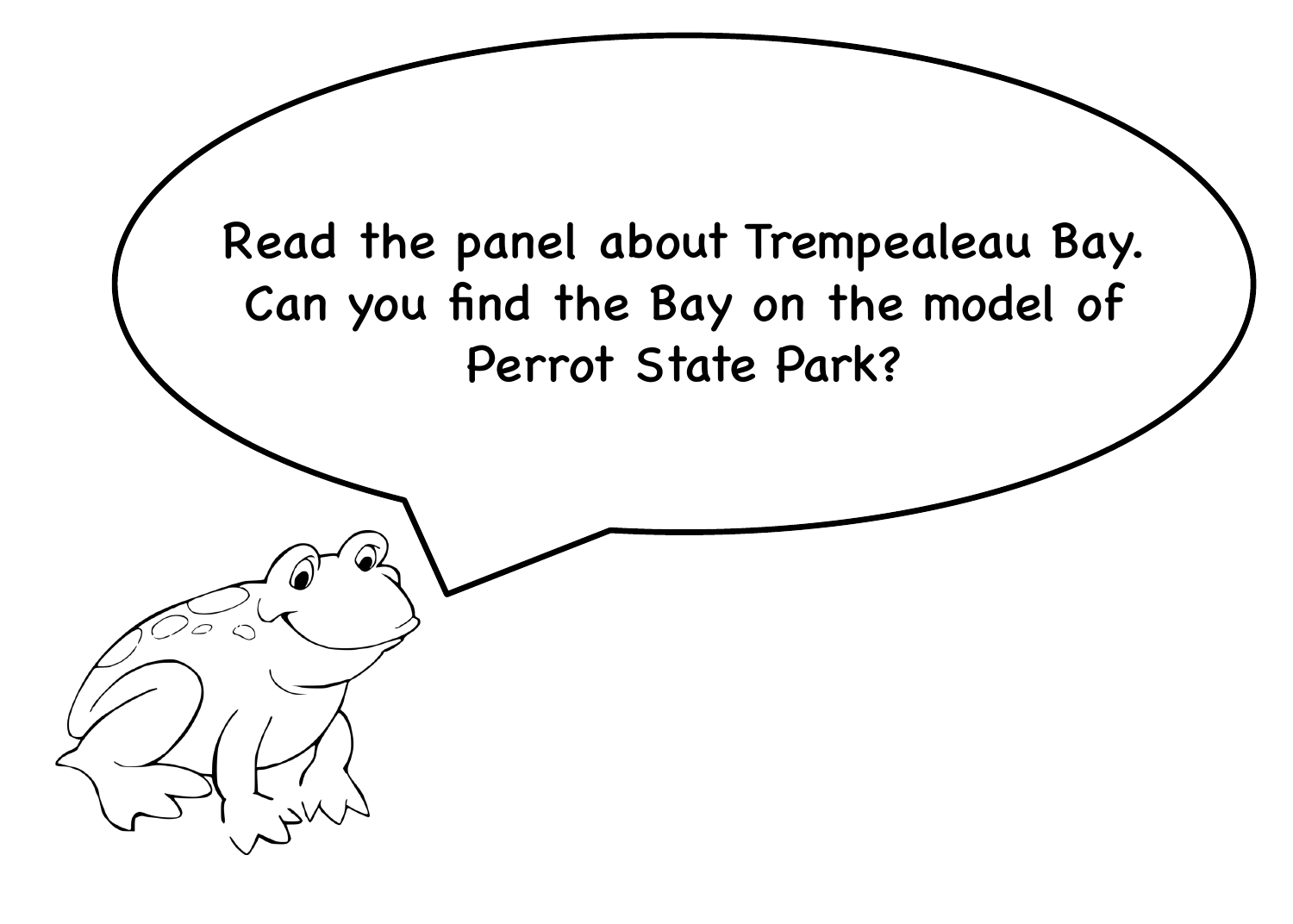Read the panel about Trempealeau Bay. Can you find the Bay on the model of Perrot State Park?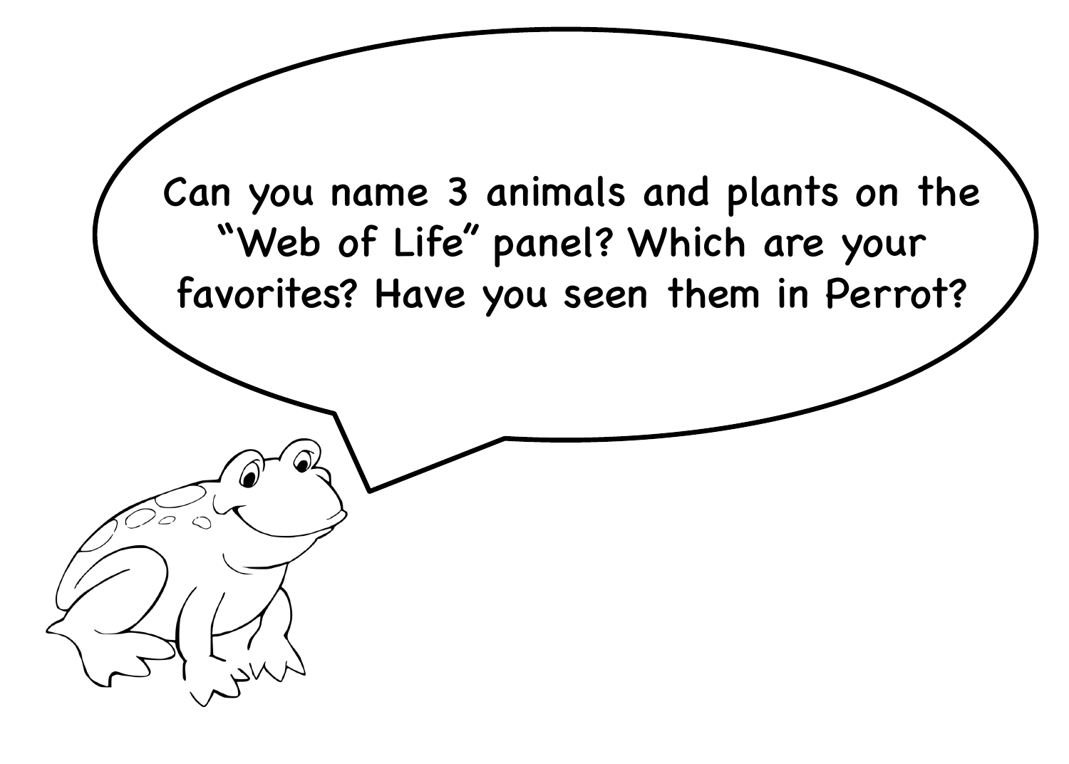Can you name 3 animals and plants on the "Web of Life" panel? Which are your favorites? Have you seen them in Perrot?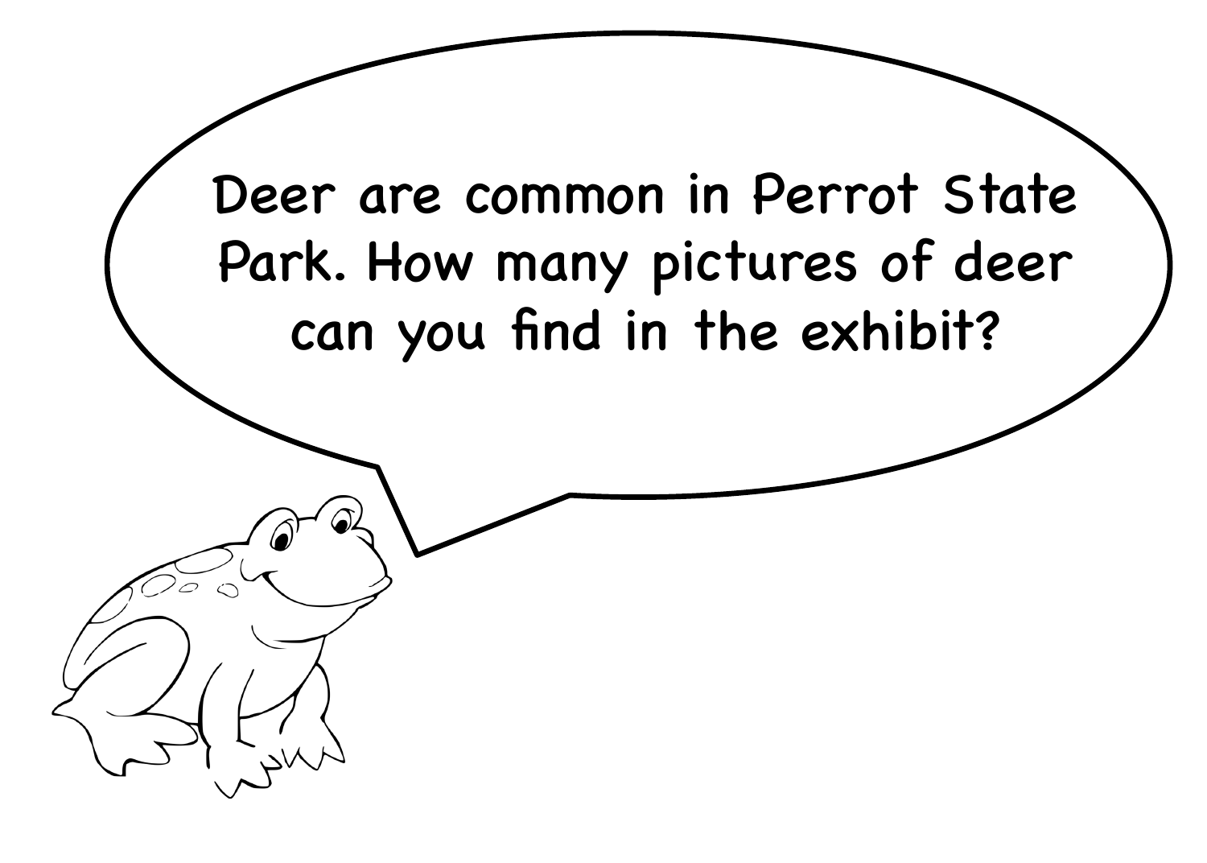Deer are common in Perrot State Park. How many pictures of deer can you find in the exhibit?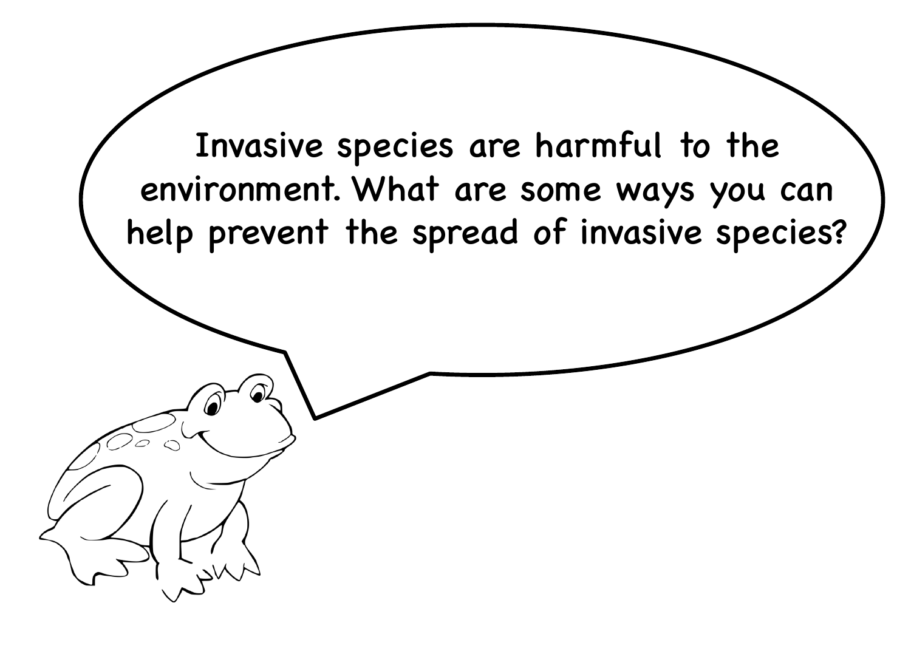Invasive species are harmful to the environment. What are some ways you can help prevent the spread of invasive species?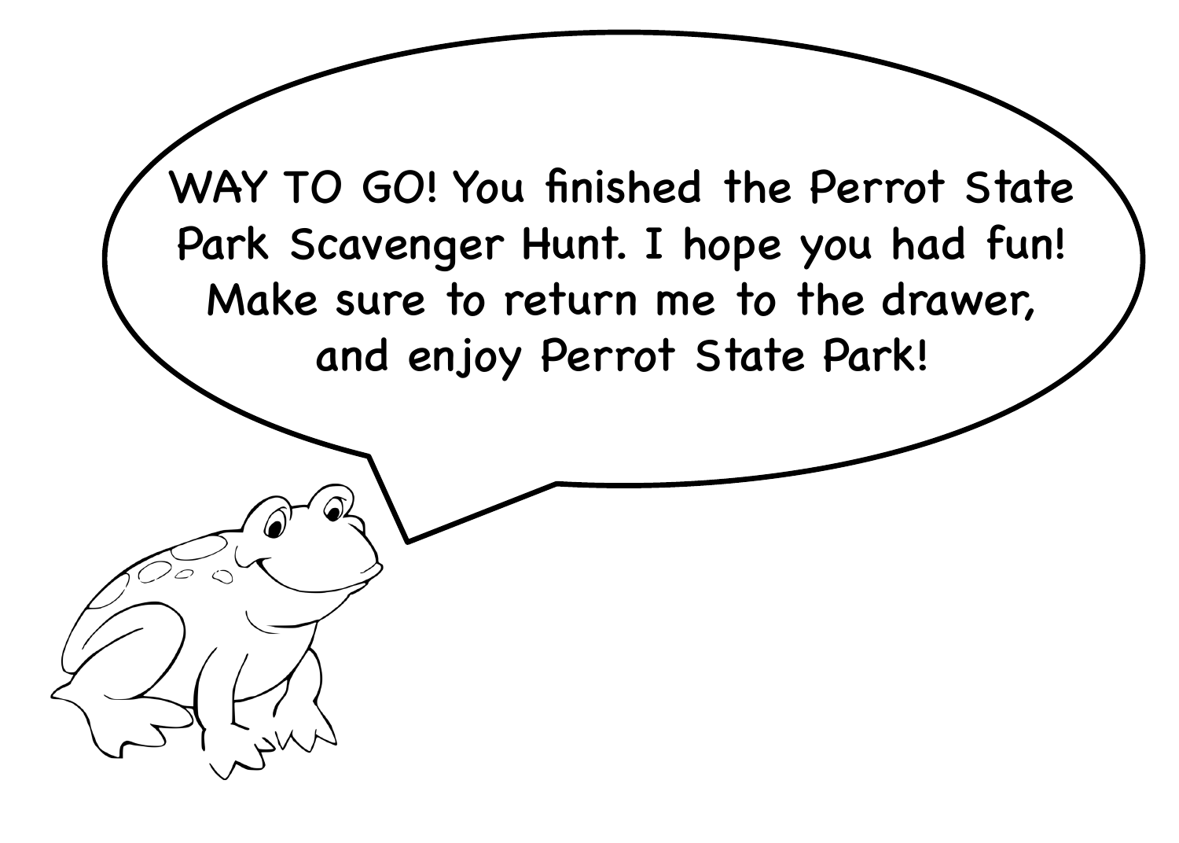WAY TO GO! You finished the Perrot State Park Scavenger Hunt. I hope you had fun! Make sure to return me to the drawer, and enjoy Perrot State Park!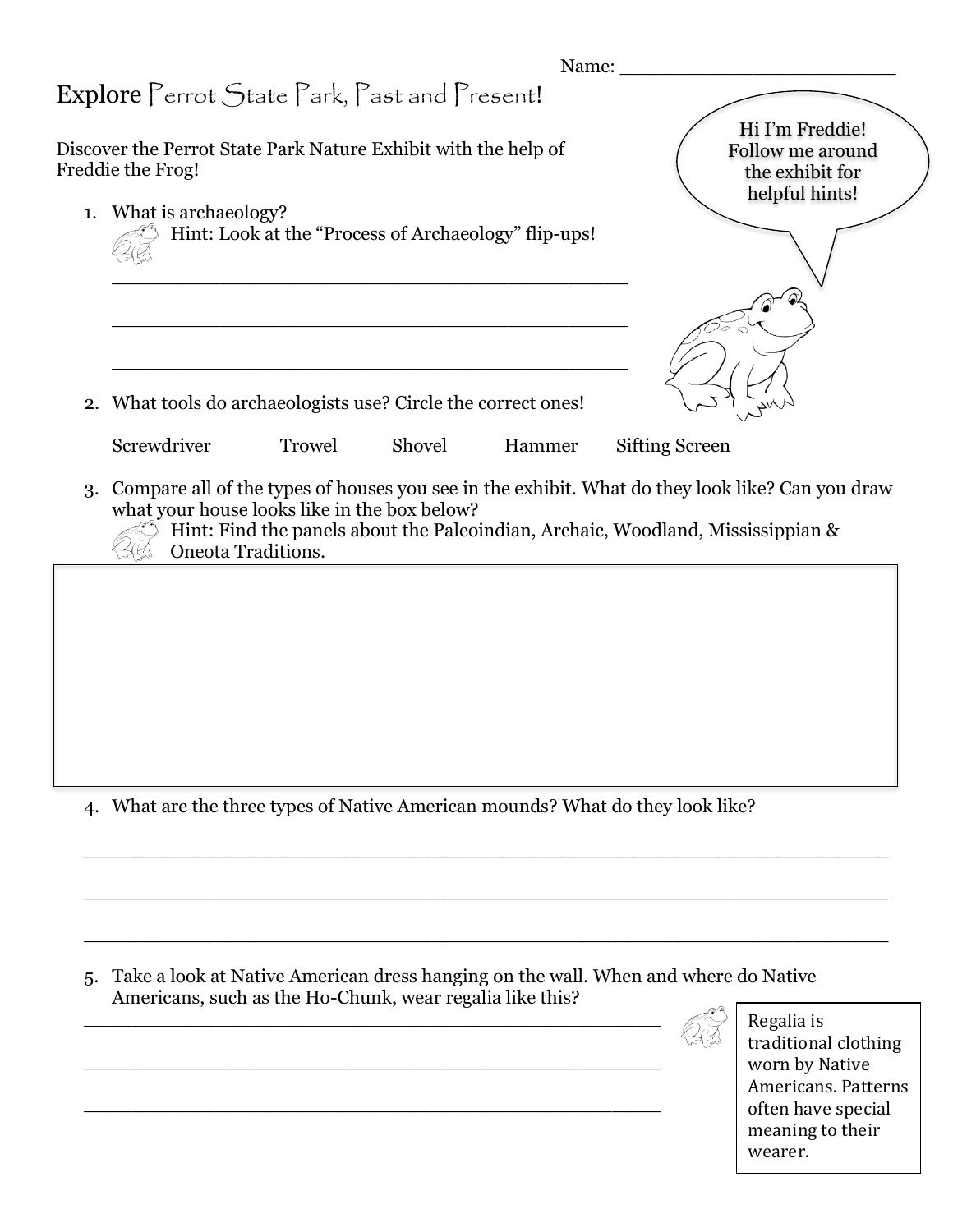Name: ___________________________

# Explore Perrot State Park, Past and Present!

Discover the Perrot State Park Nature Exhibit with the help of Freddie the Frog!

Hi I'm Freddie! Follow me around the exhibit for helpful hints!

1. What is archaeology?

   Hint: Look at the "Process of Archaeology" flip-ups!

   _______________________________________________

   _______________________________________________

   _______________________________________________

2. What tools do archaeologists use? Circle the correct ones!

   Screwdriver Trowel Shovel Hammer Sifting Screen

3. Compare all of the types of houses you see in the exhibit. What do they look like? Can you draw what your house looks like in the box below?

   Hint: Find the panels about the Paleoindian, Archaic, Woodland, Mississippian & Oneota Traditions.

4. What are the three types of Native American mounds? What do they look like?

   ___________________________________________________________________________

   ___________________________________________________________________________

   ___________________________________________________________________________

5. Take a look at Native American dress hanging on the wall. When and where do Native Americans, such as the Ho-Chunk, wear regalia like this?

   ______________________________________________________

   ______________________________________________________

   ______________________________________________________

Regalia is traditional clothing worn by Native Americans. Patterns often have special meaning to their wearer.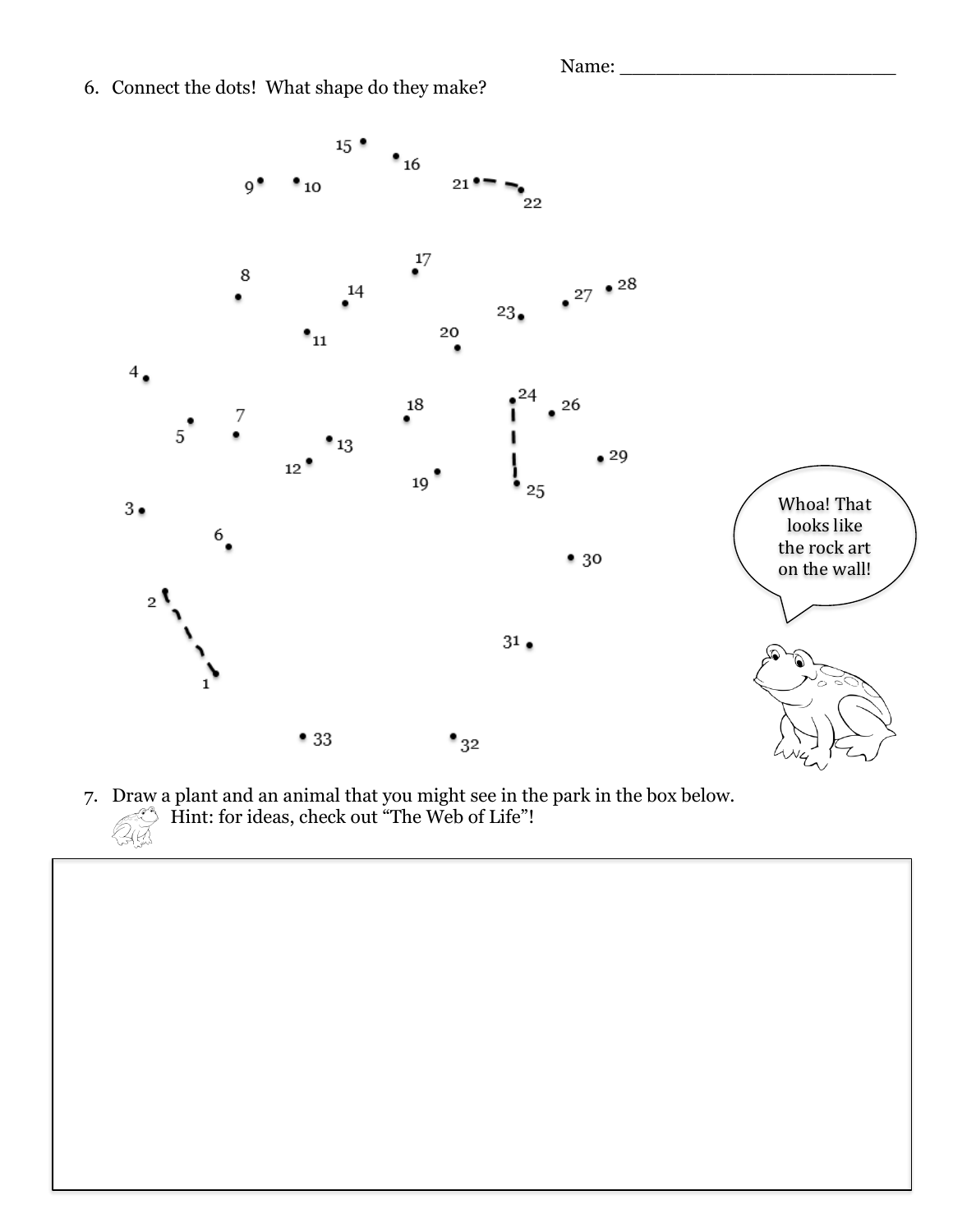Name: ________________________

6. Connect the dots! What shape do they make?

15 16 9 10 21 22 17 8 14 27 28 23 11 20 4 24 26 18 7 5 13 29 12 19 25 3 6 30 2 31 1 33 32

Whoa! That looks like the rock art on the wall!

7. Draw a plant and an animal that you might see in the park in the box below.
   Hint: for ideas, check out "The Web of Life"!